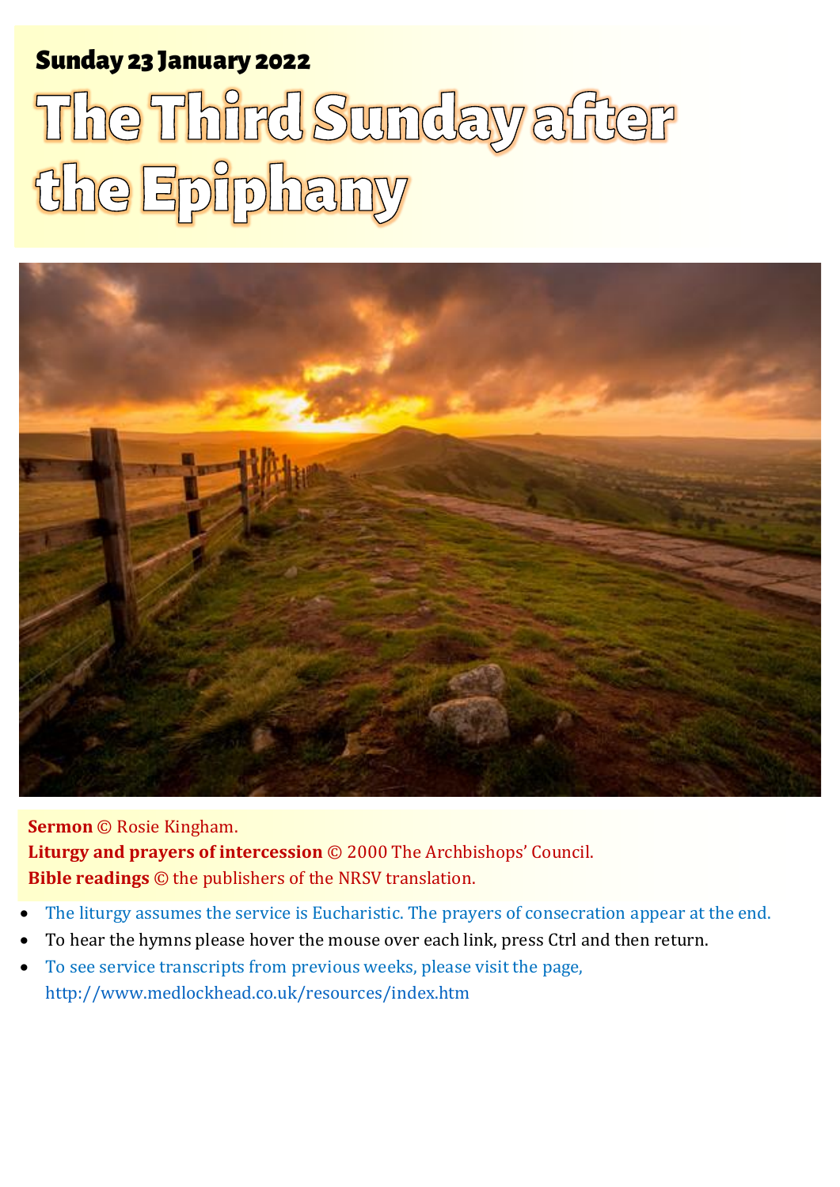**Sunday 23 January 2022**

# The Third Sunday after the Epiphany

**Sermon** © Rosie Kingham.
**Liturgy and prayers of intercession** © 2000 The Archbishops' Council.
**Bible readings** © the publishers of the NRSV translation.

- The liturgy assumes the service is Eucharistic. The prayers of consecration appear at the end.
- To hear the hymns please hover the mouse over each link, press Ctrl and then return.
- To see service transcripts from previous weeks, please visit the page, http://www.medlockhead.co.uk/resources/index.htm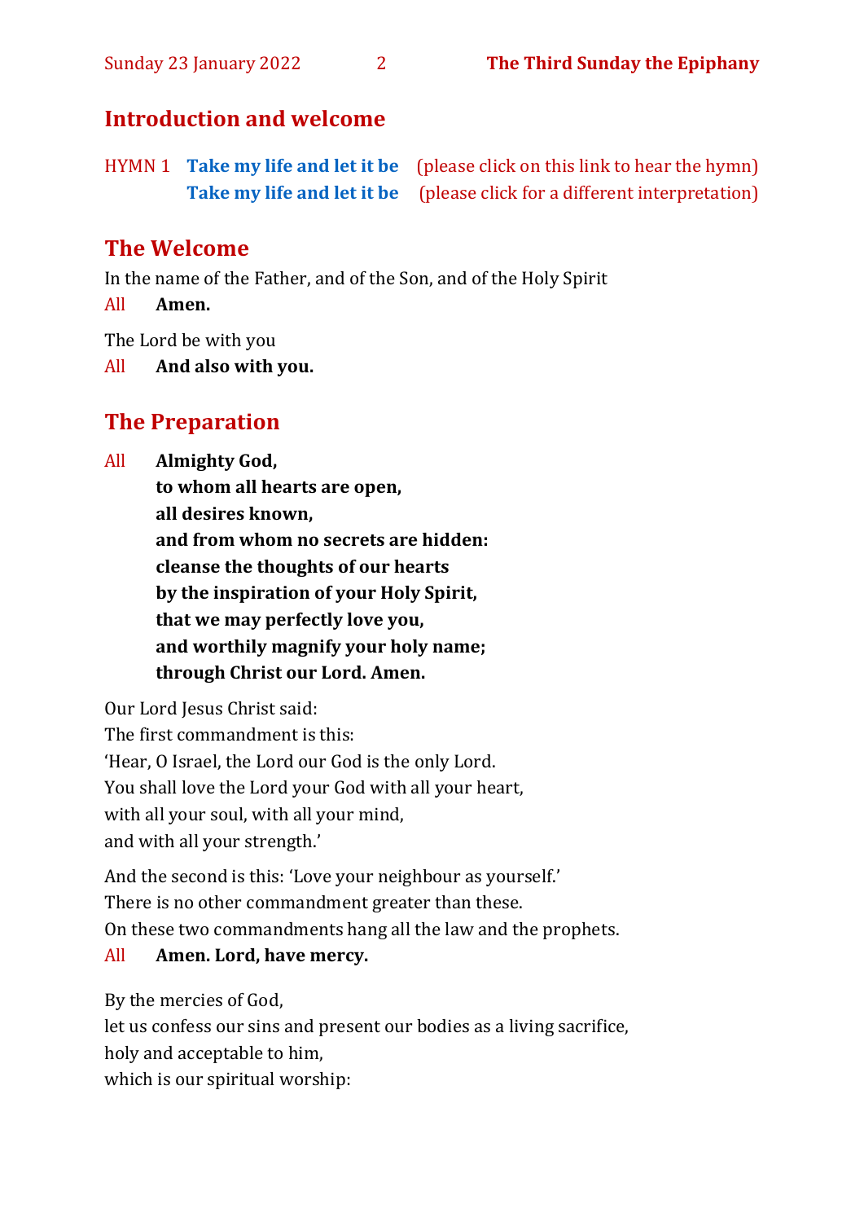## Introduction and welcome

HYMN 1 **Take my life and let it be** (please click on this link to hear the hymn)
**Take my life and let it be** (please click for a different interpretation)

## The Welcome

In the name of the Father, and of the Son, and of the Holy Spirit
All **Amen.**

The Lord be with you
All **And also with you.**

## The Preparation

All **Almighty God,**
**to whom all hearts are open,**
**all desires known,**
**and from whom no secrets are hidden:**
**cleanse the thoughts of our hearts**
**by the inspiration of your Holy Spirit,**
**that we may perfectly love you,**
**and worthily magnify your holy name;**
**through Christ our Lord. Amen.**

Our Lord Jesus Christ said:
The first commandment is this:
'Hear, O Israel, the Lord our God is the only Lord.
You shall love the Lord your God with all your heart,
with all your soul, with all your mind,
and with all your strength.'

And the second is this: 'Love your neighbour as yourself.'
There is no other commandment greater than these.
On these two commandments hang all the law and the prophets.
All **Amen. Lord, have mercy.**

By the mercies of God,
let us confess our sins and present our bodies as a living sacrifice,
holy and acceptable to him,
which is our spiritual worship: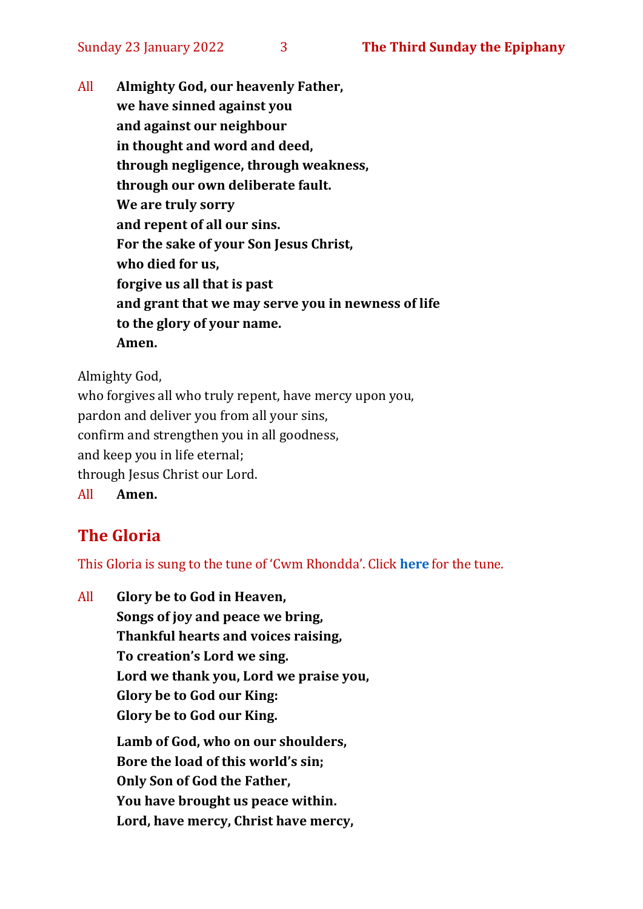All **Almighty God, our heavenly Father,**
**we have sinned against you**
**and against our neighbour**
**in thought and word and deed,**
**through negligence, through weakness,**
**through our own deliberate fault.**
**We are truly sorry**
**and repent of all our sins.**
**For the sake of your Son Jesus Christ,**
**who died for us,**
**forgive us all that is past**
**and grant that we may serve you in newness of life**
**to the glory of your name.**
**Amen.**

Almighty God,
who forgives all who truly repent, have mercy upon you,
pardon and deliver you from all your sins,
confirm and strengthen you in all goodness,
and keep you in life eternal;
through Jesus Christ our Lord.

All **Amen.**

## The Gloria

This Gloria is sung to the tune of 'Cwm Rhondda'. Click **here** for the tune.

All **Glory be to God in Heaven,**
**Songs of joy and peace we bring,**
**Thankful hearts and voices raising,**
**To creation's Lord we sing.**
**Lord we thank you, Lord we praise you,**
**Glory be to God our King:**
**Glory be to God our King.**

**Lamb of God, who on our shoulders,**
**Bore the load of this world's sin;**
**Only Son of God the Father,**
**You have brought us peace within.**
**Lord, have mercy, Christ have mercy,**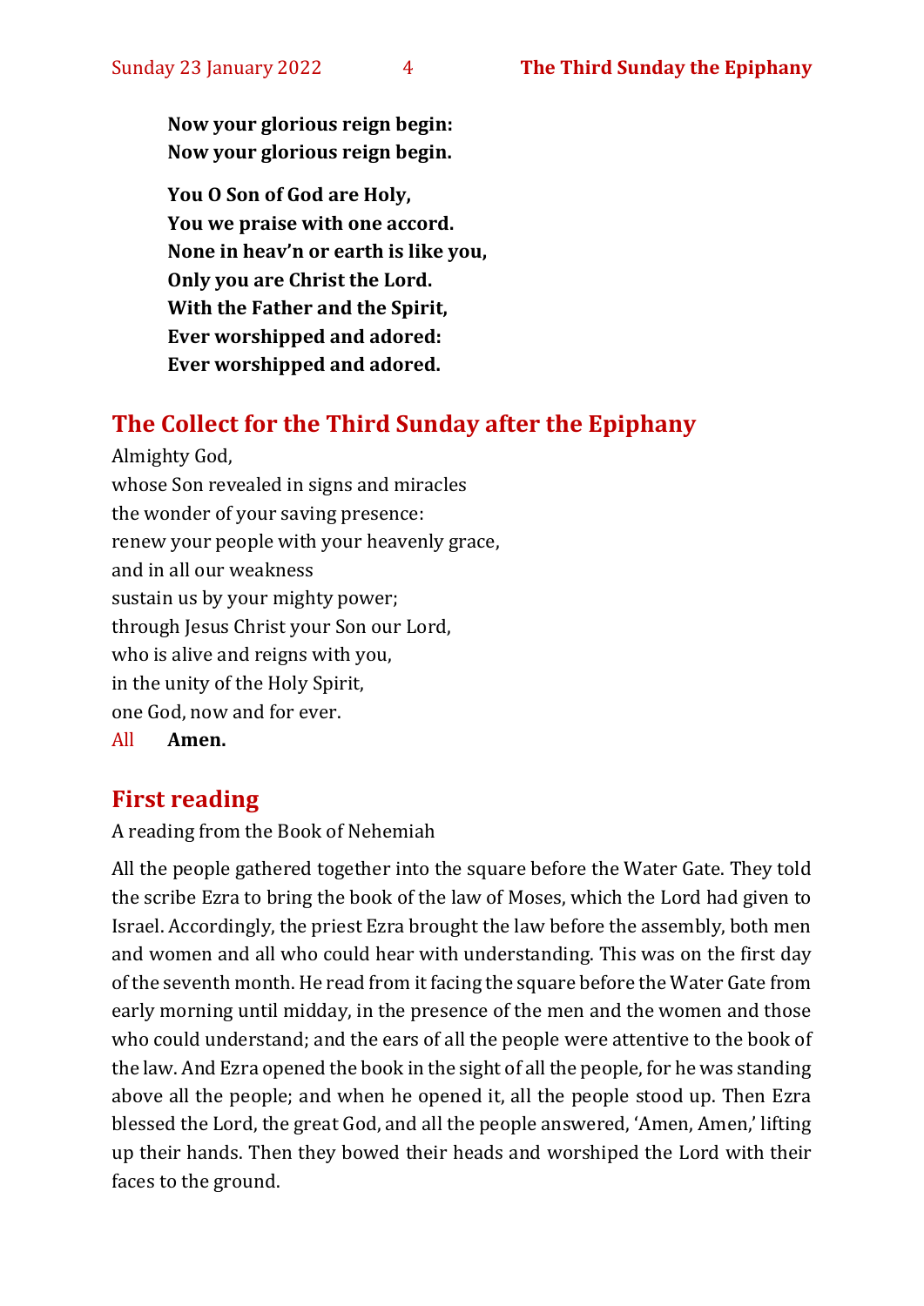**Now your glorious reign begin:**
**Now your glorious reign begin.**

**You O Son of God are Holy,**
**You we praise with one accord.**
**None in heav'n or earth is like you,**
**Only you are Christ the Lord.**
**With the Father and the Spirit,**
**Ever worshipped and adored:**
**Ever worshipped and adored.**

## The Collect for the Third Sunday after the Epiphany

Almighty God,
whose Son revealed in signs and miracles
the wonder of your saving presence:
renew your people with your heavenly grace,
and in all our weakness
sustain us by your mighty power;
through Jesus Christ your Son our Lord,
who is alive and reigns with you,
in the unity of the Holy Spirit,
one God, now and for ever.
All **Amen.**

## First reading

A reading from the Book of Nehemiah

All the people gathered together into the square before the Water Gate. They told the scribe Ezra to bring the book of the law of Moses, which the Lord had given to Israel. Accordingly, the priest Ezra brought the law before the assembly, both men and women and all who could hear with understanding. This was on the first day of the seventh month. He read from it facing the square before the Water Gate from early morning until midday, in the presence of the men and the women and those who could understand; and the ears of all the people were attentive to the book of the law. And Ezra opened the book in the sight of all the people, for he was standing above all the people; and when he opened it, all the people stood up. Then Ezra blessed the Lord, the great God, and all the people answered, 'Amen, Amen,' lifting up their hands. Then they bowed their heads and worshiped the Lord with their faces to the ground.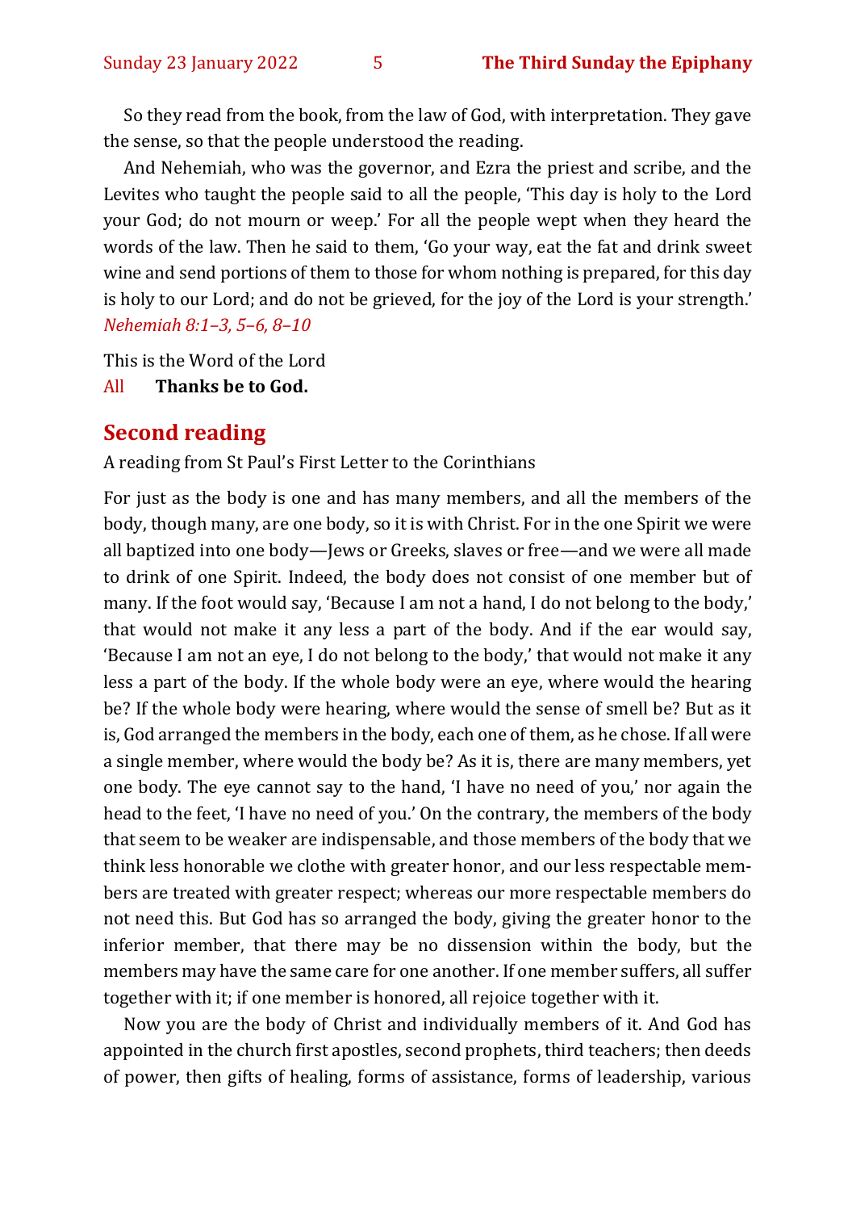So they read from the book, from the law of God, with interpretation. They gave the sense, so that the people understood the reading.

And Nehemiah, who was the governor, and Ezra the priest and scribe, and the Levites who taught the people said to all the people, 'This day is holy to the Lord your God; do not mourn or weep.' For all the people wept when they heard the words of the law. Then he said to them, 'Go your way, eat the fat and drink sweet wine and send portions of them to those for whom nothing is prepared, for this day is holy to our Lord; and do not be grieved, for the joy of the Lord is your strength.' *Nehemiah 8:1–3, 5–6, 8–10*

This is the Word of the Lord
All **Thanks be to God.**

## Second reading

A reading from St Paul's First Letter to the Corinthians

For just as the body is one and has many members, and all the members of the body, though many, are one body, so it is with Christ. For in the one Spirit we were all baptized into one body—Jews or Greeks, slaves or free—and we were all made to drink of one Spirit. Indeed, the body does not consist of one member but of many. If the foot would say, 'Because I am not a hand, I do not belong to the body,' that would not make it any less a part of the body. And if the ear would say, 'Because I am not an eye, I do not belong to the body,' that would not make it any less a part of the body. If the whole body were an eye, where would the hearing be? If the whole body were hearing, where would the sense of smell be? But as it is, God arranged the members in the body, each one of them, as he chose. If all were a single member, where would the body be? As it is, there are many members, yet one body. The eye cannot say to the hand, 'I have no need of you,' nor again the head to the feet, 'I have no need of you.' On the contrary, the members of the body that seem to be weaker are indispensable, and those members of the body that we think less honorable we clothe with greater honor, and our less respectable members are treated with greater respect; whereas our more respectable members do not need this. But God has so arranged the body, giving the greater honor to the inferior member, that there may be no dissension within the body, but the members may have the same care for one another. If one member suffers, all suffer together with it; if one member is honored, all rejoice together with it.

Now you are the body of Christ and individually members of it. And God has appointed in the church first apostles, second prophets, third teachers; then deeds of power, then gifts of healing, forms of assistance, forms of leadership, various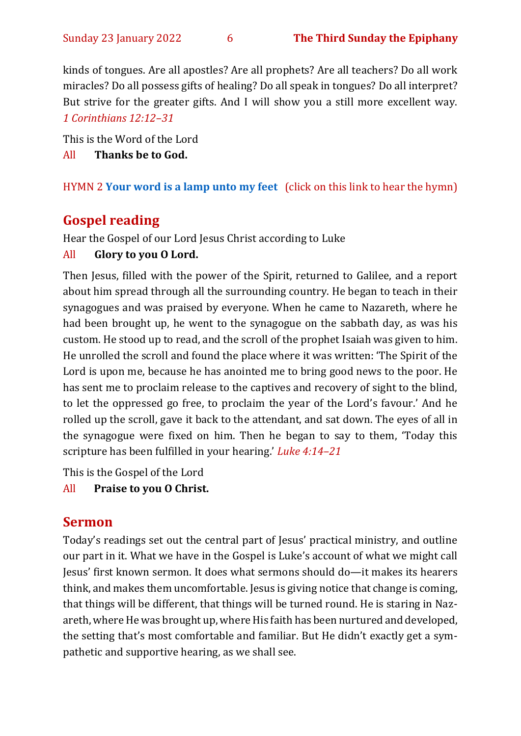kinds of tongues. Are all apostles? Are all prophets? Are all teachers? Do all work miracles? Do all possess gifts of healing? Do all speak in tongues? Do all interpret? But strive for the greater gifts. And I will show you a still more excellent way. *1 Corinthians 12:12–31*

This is the Word of the Lord

All **Thanks be to God.**

HYMN 2 **Your word is a lamp unto my feet** (click on this link to hear the hymn)

## Gospel reading

Hear the Gospel of our Lord Jesus Christ according to Luke

All **Glory to you O Lord.**

Then Jesus, filled with the power of the Spirit, returned to Galilee, and a report about him spread through all the surrounding country. He began to teach in their synagogues and was praised by everyone. When he came to Nazareth, where he had been brought up, he went to the synagogue on the sabbath day, as was his custom. He stood up to read, and the scroll of the prophet Isaiah was given to him. He unrolled the scroll and found the place where it was written: 'The Spirit of the Lord is upon me, because he has anointed me to bring good news to the poor. He has sent me to proclaim release to the captives and recovery of sight to the blind, to let the oppressed go free, to proclaim the year of the Lord's favour.' And he rolled up the scroll, gave it back to the attendant, and sat down. The eyes of all in the synagogue were fixed on him. Then he began to say to them, 'Today this scripture has been fulfilled in your hearing.' *Luke 4:14–21*

This is the Gospel of the Lord

All **Praise to you O Christ.**

## Sermon

Today's readings set out the central part of Jesus' practical ministry, and outline our part in it. What we have in the Gospel is Luke's account of what we might call Jesus' first known sermon. It does what sermons should do—it makes its hearers think, and makes them uncomfortable. Jesus is giving notice that change is coming, that things will be different, that things will be turned round. He is staring in Nazareth, where He was brought up, where His faith has been nurtured and developed, the setting that's most comfortable and familiar. But He didn't exactly get a sympathetic and supportive hearing, as we shall see.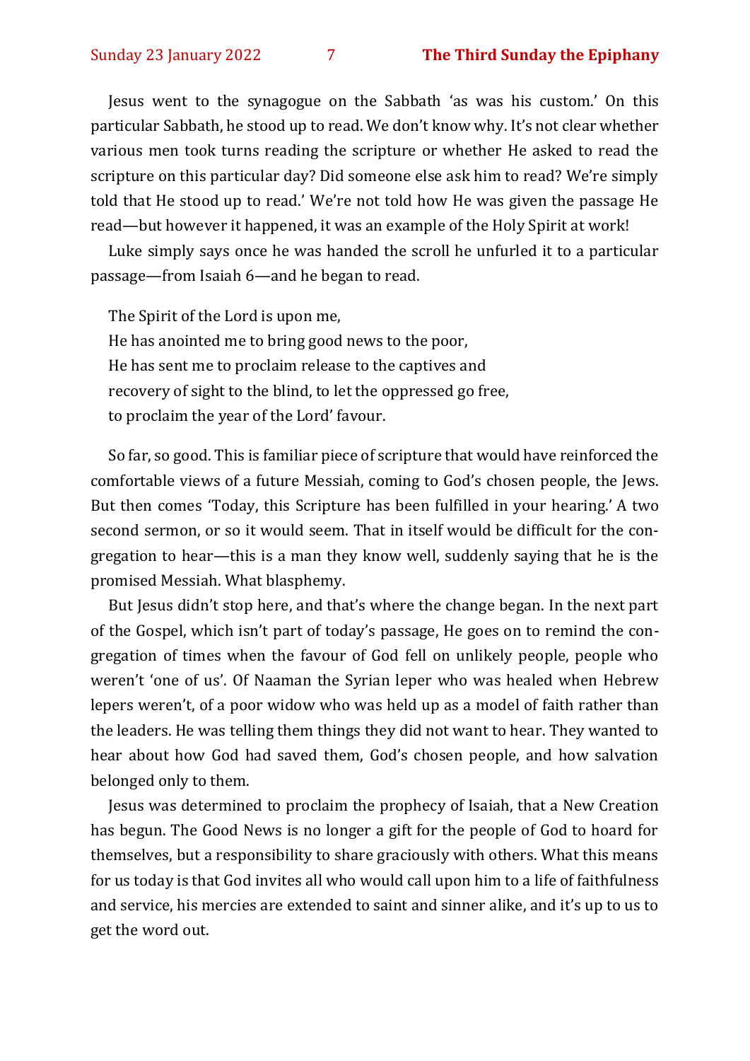Jesus went to the synagogue on the Sabbath 'as was his custom.' On this particular Sabbath, he stood up to read. We don't know why. It's not clear whether various men took turns reading the scripture or whether He asked to read the scripture on this particular day? Did someone else ask him to read? We're simply told that He stood up to read.' We're not told how He was given the passage He read—but however it happened, it was an example of the Holy Spirit at work!

Luke simply says once he was handed the scroll he unfurled it to a particular passage—from Isaiah 6—and he began to read.

The Spirit of the Lord is upon me,  
He has anointed me to bring good news to the poor,  
He has sent me to proclaim release to the captives and  
recovery of sight to the blind, to let the oppressed go free,  
to proclaim the year of the Lord' favour.

So far, so good. This is familiar piece of scripture that would have reinforced the comfortable views of a future Messiah, coming to God's chosen people, the Jews. But then comes 'Today, this Scripture has been fulfilled in your hearing.' A two second sermon, or so it would seem. That in itself would be difficult for the congregation to hear—this is a man they know well, suddenly saying that he is the promised Messiah. What blasphemy.

But Jesus didn't stop here, and that's where the change began. In the next part of the Gospel, which isn't part of today's passage, He goes on to remind the congregation of times when the favour of God fell on unlikely people, people who weren't 'one of us'. Of Naaman the Syrian leper who was healed when Hebrew lepers weren't, of a poor widow who was held up as a model of faith rather than the leaders. He was telling them things they did not want to hear. They wanted to hear about how God had saved them, God's chosen people, and how salvation belonged only to them.

Jesus was determined to proclaim the prophecy of Isaiah, that a New Creation has begun. The Good News is no longer a gift for the people of God to hoard for themselves, but a responsibility to share graciously with others. What this means for us today is that God invites all who would call upon him to a life of faithfulness and service, his mercies are extended to saint and sinner alike, and it's up to us to get the word out.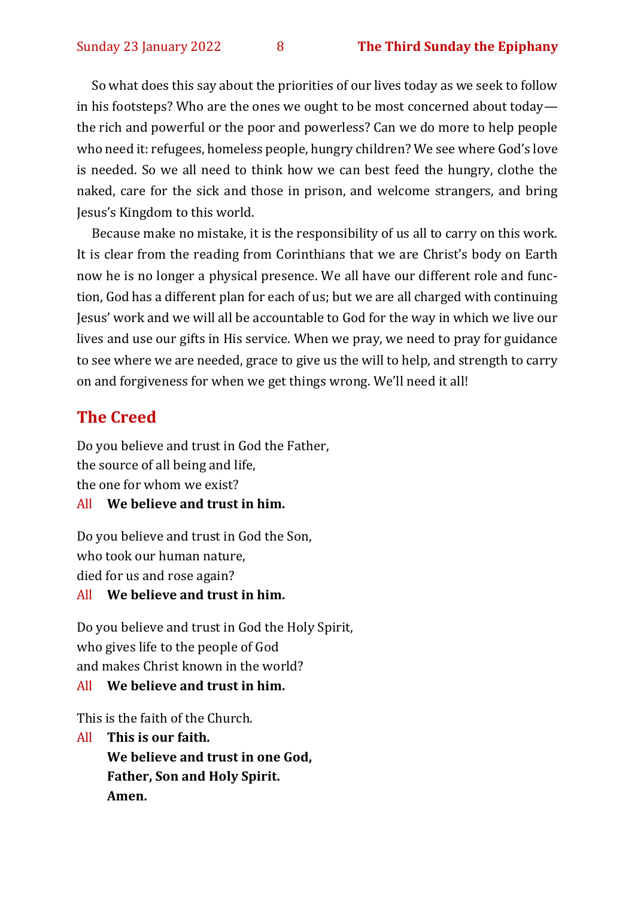So what does this say about the priorities of our lives today as we seek to follow in his footsteps? Who are the ones we ought to be most concerned about today—the rich and powerful or the poor and powerless? Can we do more to help people who need it: refugees, homeless people, hungry children? We see where God's love is needed. So we all need to think how we can best feed the hungry, clothe the naked, care for the sick and those in prison, and welcome strangers, and bring Jesus's Kingdom to this world.

Because make no mistake, it is the responsibility of us all to carry on this work. It is clear from the reading from Corinthians that we are Christ's body on Earth now he is no longer a physical presence. We all have our different role and function, God has a different plan for each of us; but we are all charged with continuing Jesus' work and we will all be accountable to God for the way in which we live our lives and use our gifts in His service. When we pray, we need to pray for guidance to see where we are needed, grace to give us the will to help, and strength to carry on and forgiveness for when we get things wrong. We'll need it all!

## The Creed

Do you believe and trust in God the Father,
the source of all being and life,
the one for whom we exist?

All **We believe and trust in him.**

Do you believe and trust in God the Son,
who took our human nature,
died for us and rose again?

All **We believe and trust in him.**

Do you believe and trust in God the Holy Spirit,
who gives life to the people of God
and makes Christ known in the world?

All **We believe and trust in him.**

This is the faith of the Church.

All **This is our faith.**
**We believe and trust in one God,**
**Father, Son and Holy Spirit.**
**Amen.**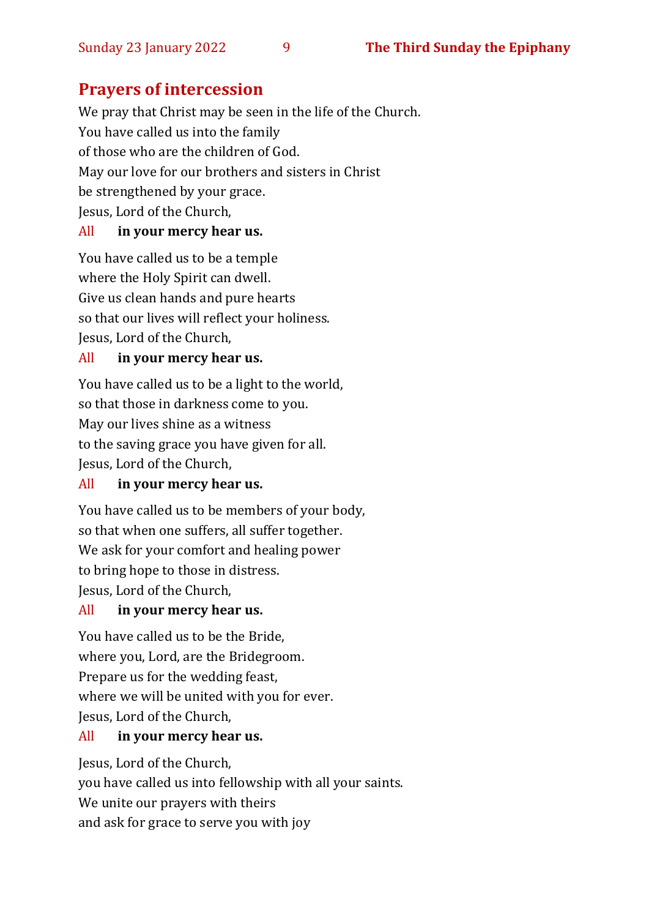## Prayers of intercession

We pray that Christ may be seen in the life of the Church.
You have called us into the family
of those who are the children of God.
May our love for our brothers and sisters in Christ
be strengthened by your grace.
Jesus, Lord of the Church,

All **in your mercy hear us.**

You have called us to be a temple
where the Holy Spirit can dwell.
Give us clean hands and pure hearts
so that our lives will reflect your holiness.
Jesus, Lord of the Church,

All **in your mercy hear us.**

You have called us to be a light to the world,
so that those in darkness come to you.
May our lives shine as a witness
to the saving grace you have given for all.
Jesus, Lord of the Church,

All **in your mercy hear us.**

You have called us to be members of your body,
so that when one suffers, all suffer together.
We ask for your comfort and healing power
to bring hope to those in distress.
Jesus, Lord of the Church,

All **in your mercy hear us.**

You have called us to be the Bride,
where you, Lord, are the Bridegroom.
Prepare us for the wedding feast,
where we will be united with you for ever.
Jesus, Lord of the Church,

All **in your mercy hear us.**

Jesus, Lord of the Church,
you have called us into fellowship with all your saints.
We unite our prayers with theirs
and ask for grace to serve you with joy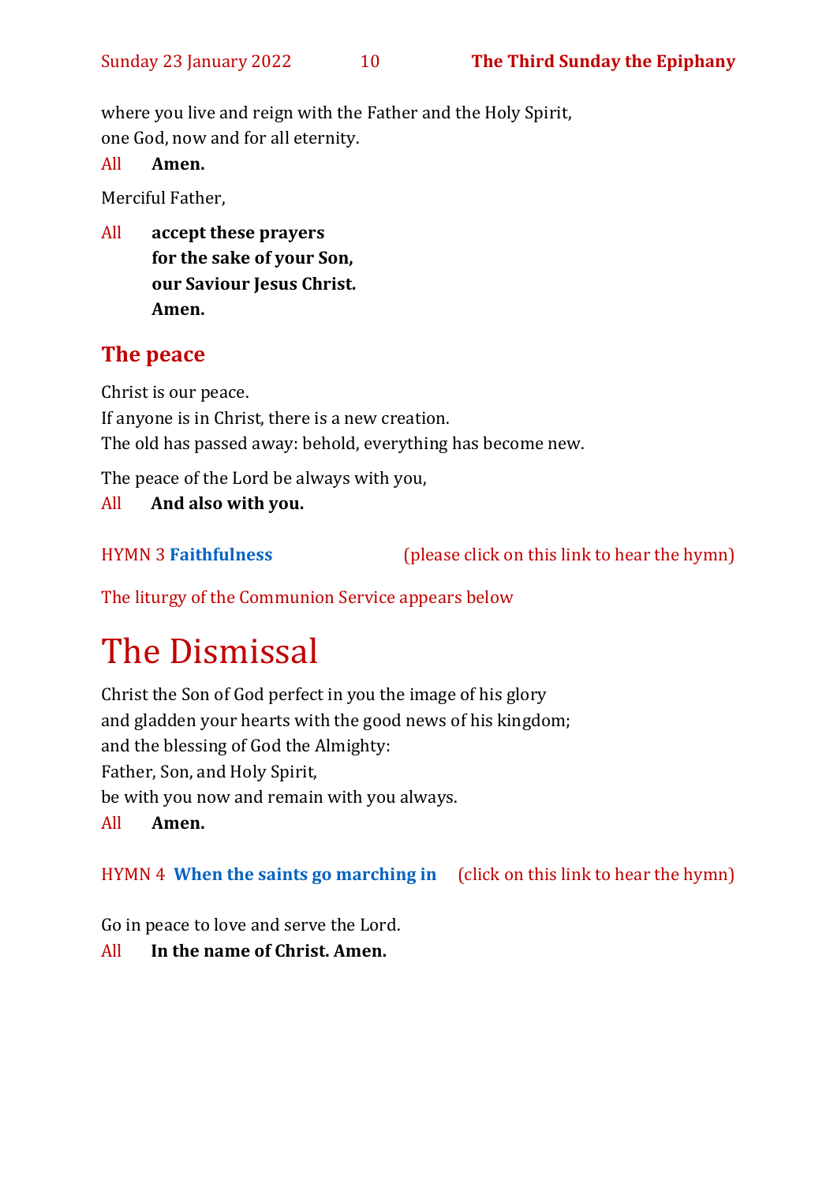where you live and reign with the Father and the Holy Spirit,
one God, now and for all eternity.

All **Amen.**

Merciful Father,

All **accept these prayers**
**for the sake of your Son,**
**our Saviour Jesus Christ.**
**Amen.**

## The peace

Christ is our peace.
If anyone is in Christ, there is a new creation.
The old has passed away: behold, everything has become new.

The peace of the Lord be always with you,

All **And also with you.**

HYMN 3 **Faithfulness** (please click on this link to hear the hymn)

The liturgy of the Communion Service appears below

# The Dismissal

Christ the Son of God perfect in you the image of his glory
and gladden your hearts with the good news of his kingdom;
and the blessing of God the Almighty:
Father, Son, and Holy Spirit,
be with you now and remain with you always.

All **Amen.**

HYMN 4 **When the saints go marching in** (click on this link to hear the hymn)

Go in peace to love and serve the Lord.

All **In the name of Christ. Amen.**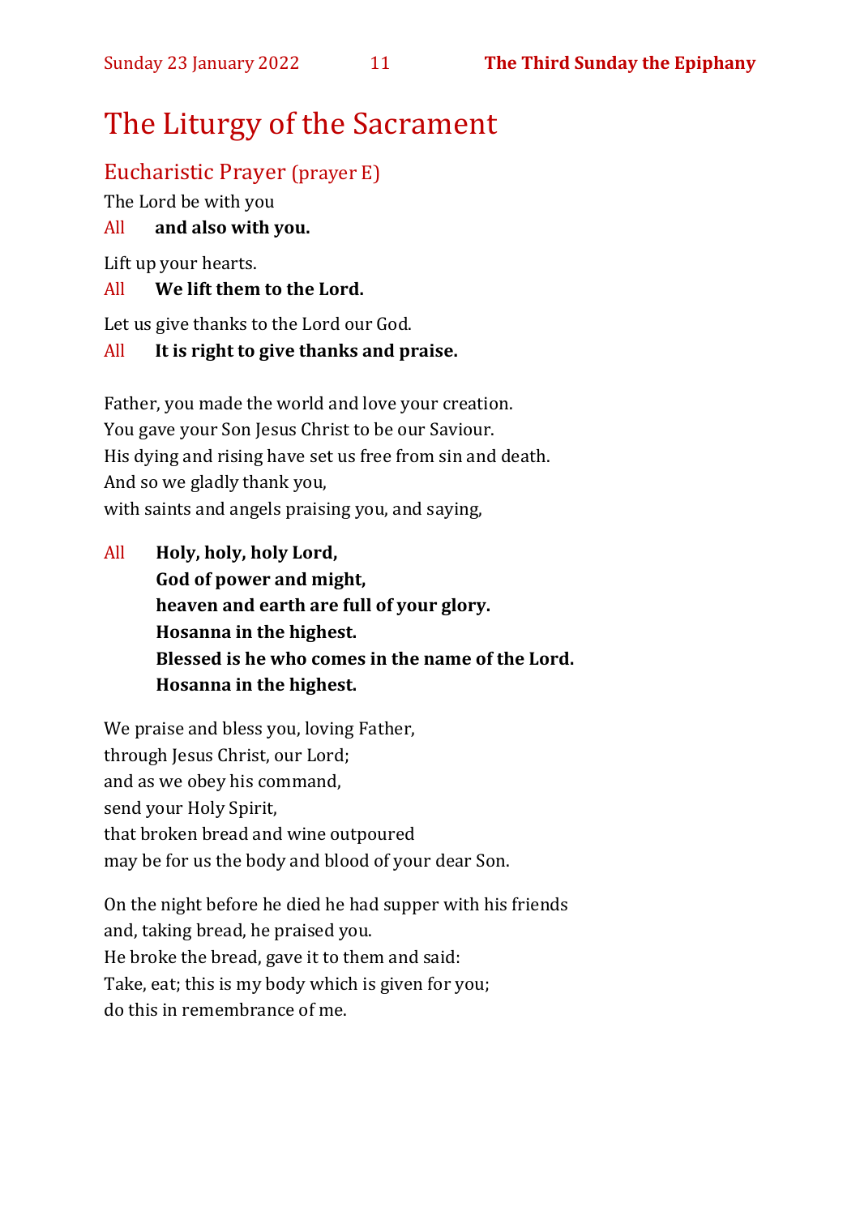# The Liturgy of the Sacrament

## Eucharistic Prayer (prayer E)

The Lord be with you

All **and also with you.**

Lift up your hearts.

All **We lift them to the Lord.**

Let us give thanks to the Lord our God.

All **It is right to give thanks and praise.**

Father, you made the world and love your creation.
You gave your Son Jesus Christ to be our Saviour.
His dying and rising have set us free from sin and death.
And so we gladly thank you,
with saints and angels praising you, and saying,

All **Holy, holy, holy Lord,**
**God of power and might,**
**heaven and earth are full of your glory.**
**Hosanna in the highest.**
**Blessed is he who comes in the name of the Lord.**
**Hosanna in the highest.**

We praise and bless you, loving Father,
through Jesus Christ, our Lord;
and as we obey his command,
send your Holy Spirit,
that broken bread and wine outpoured
may be for us the body and blood of your dear Son.

On the night before he died he had supper with his friends
and, taking bread, he praised you.
He broke the bread, gave it to them and said:
Take, eat; this is my body which is given for you;
do this in remembrance of me.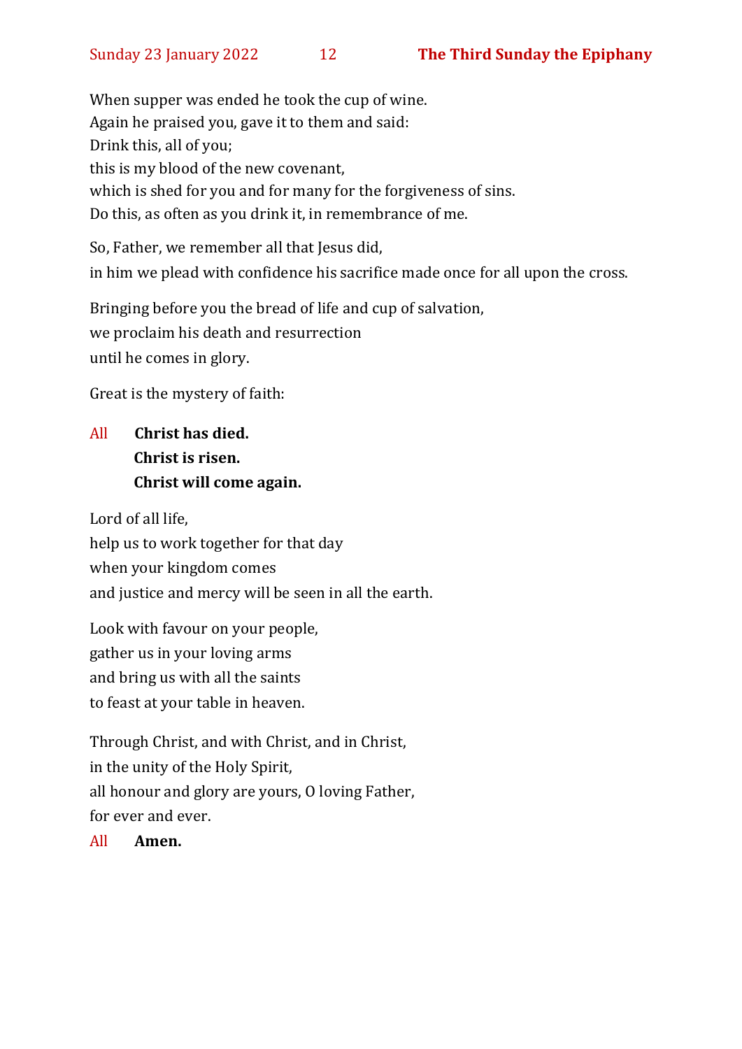When supper was ended he took the cup of wine.
Again he praised you, gave it to them and said:
Drink this, all of you;
this is my blood of the new covenant,
which is shed for you and for many for the forgiveness of sins.
Do this, as often as you drink it, in remembrance of me.

So, Father, we remember all that Jesus did,
in him we plead with confidence his sacrifice made once for all upon the cross.

Bringing before you the bread of life and cup of salvation,
we proclaim his death and resurrection
until he comes in glory.

Great is the mystery of faith:

All **Christ has died.**
**Christ is risen.**
**Christ will come again.**

Lord of all life,
help us to work together for that day
when your kingdom comes
and justice and mercy will be seen in all the earth.

Look with favour on your people,
gather us in your loving arms
and bring us with all the saints
to feast at your table in heaven.

Through Christ, and with Christ, and in Christ,
in the unity of the Holy Spirit,
all honour and glory are yours, O loving Father,
for ever and ever.

All **Amen.**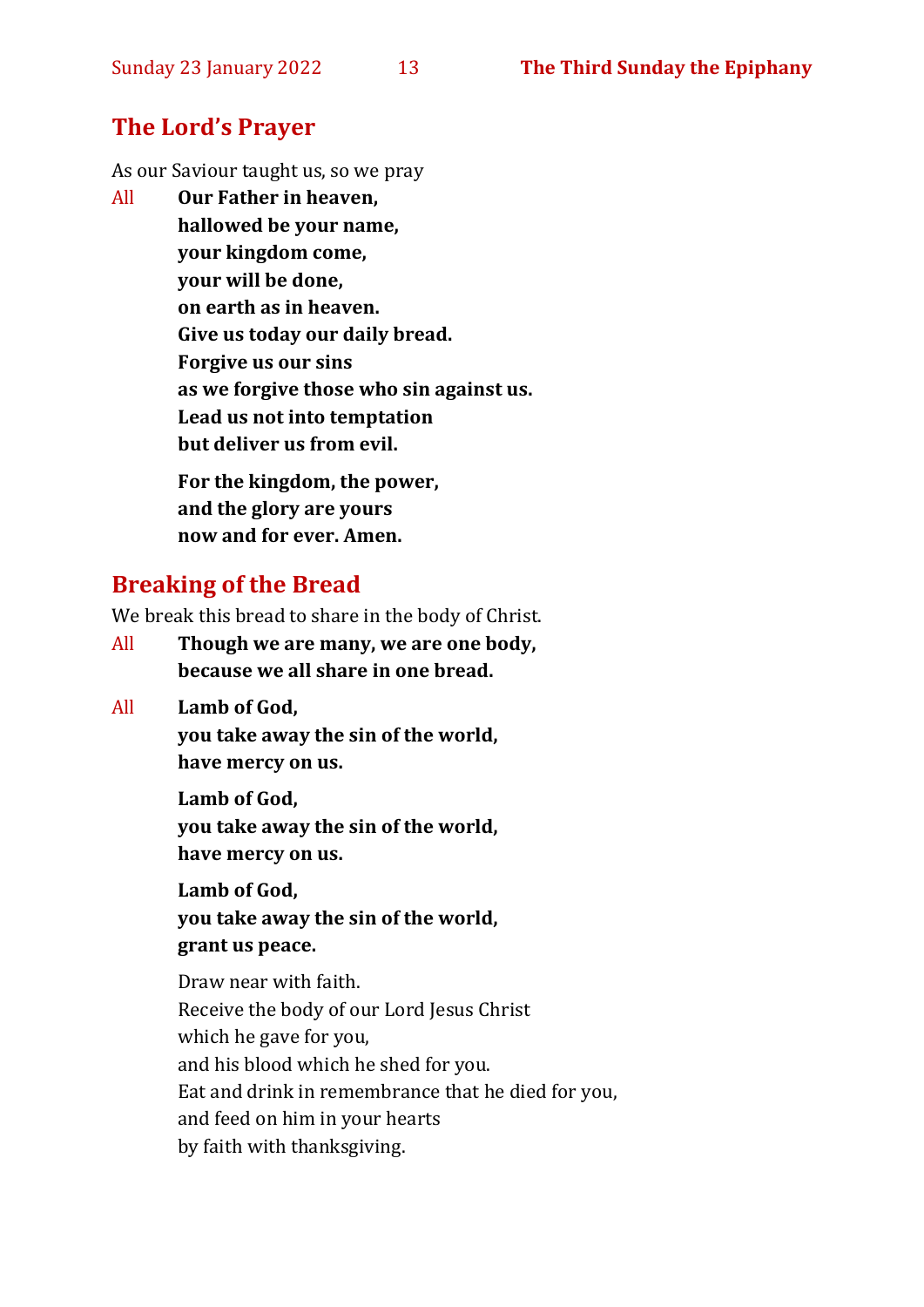## The Lord's Prayer

As our Saviour taught us, so we pray

All **Our Father in heaven,**
**hallowed be your name,**
**your kingdom come,**
**your will be done,**
**on earth as in heaven.**
**Give us today our daily bread.**
**Forgive us our sins**
**as we forgive those who sin against us.**
**Lead us not into temptation**
**but deliver us from evil.**

**For the kingdom, the power,**
**and the glory are yours**
**now and for ever. Amen.**

## Breaking of the Bread

We break this bread to share in the body of Christ.

All **Though we are many, we are one body,**
**because we all share in one bread.**

All **Lamb of God,**
**you take away the sin of the world,**
**have mercy on us.**

**Lamb of God,**
**you take away the sin of the world,**
**have mercy on us.**

**Lamb of God,**
**you take away the sin of the world,**
**grant us peace.**

Draw near with faith.
Receive the body of our Lord Jesus Christ
which he gave for you,
and his blood which he shed for you.
Eat and drink in remembrance that he died for you,
and feed on him in your hearts
by faith with thanksgiving.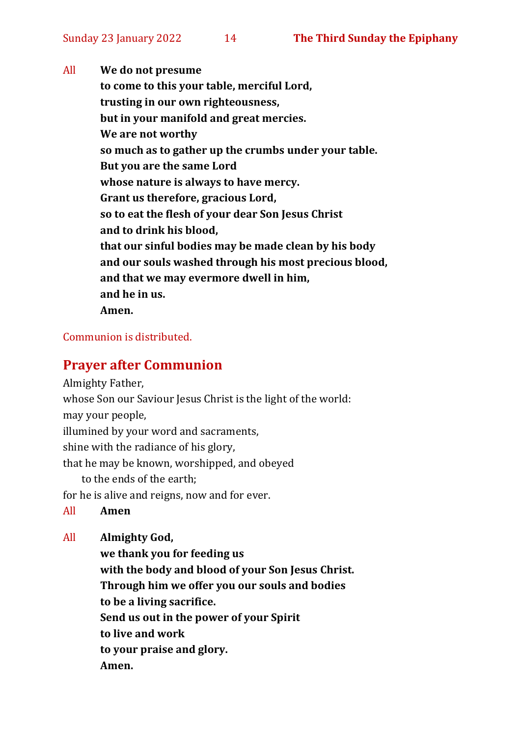All **We do not presume**
**to come to this your table, merciful Lord,**
**trusting in our own righteousness,**
**but in your manifold and great mercies.**
**We are not worthy**
**so much as to gather up the crumbs under your table.**
**But you are the same Lord**
**whose nature is always to have mercy.**
**Grant us therefore, gracious Lord,**
**so to eat the flesh of your dear Son Jesus Christ**
**and to drink his blood,**
**that our sinful bodies may be made clean by his body**
**and our souls washed through his most precious blood,**
**and that we may evermore dwell in him,**
**and he in us.**
**Amen.**

Communion is distributed.

## Prayer after Communion

Almighty Father,
whose Son our Saviour Jesus Christ is the light of the world:
may your people,
illumined by your word and sacraments,
shine with the radiance of his glory,
that he may be known, worshipped, and obeyed
 to the ends of the earth;
for he is alive and reigns, now and for ever.

All **Amen**

All **Almighty God,**
**we thank you for feeding us**
**with the body and blood of your Son Jesus Christ.**
**Through him we offer you our souls and bodies**
**to be a living sacrifice.**
**Send us out in the power of your Spirit**
**to live and work**
**to your praise and glory.**
**Amen.**